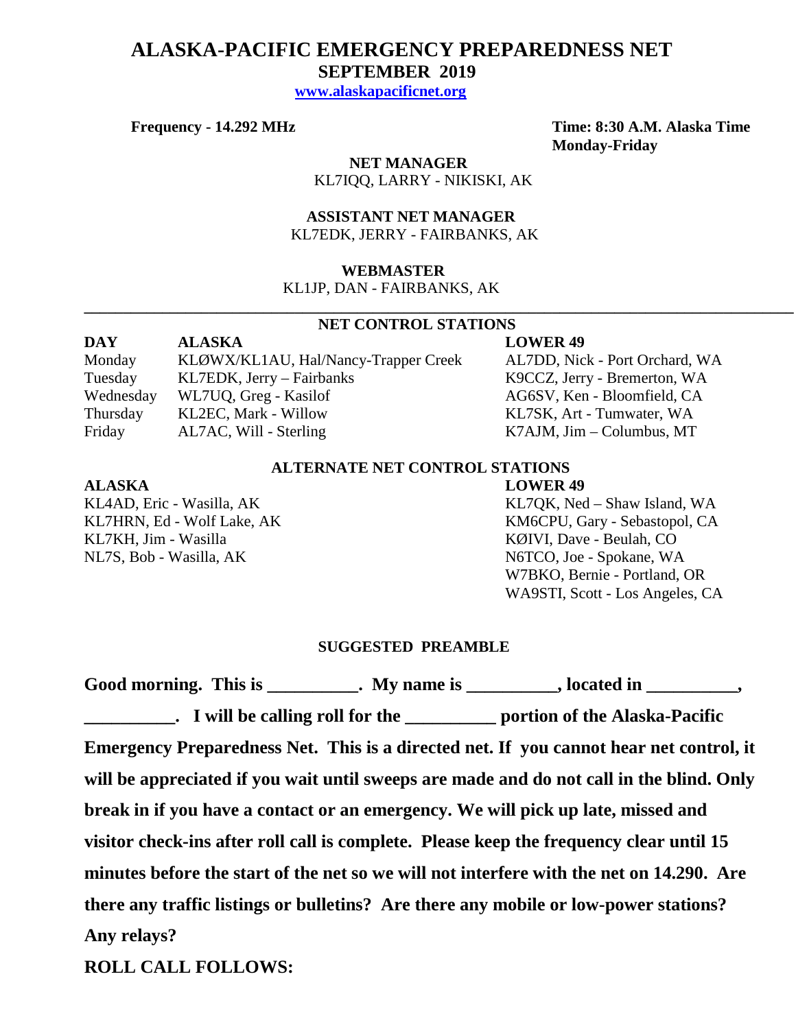# ALASKA-PACIFIC EMERGENCY PREPAREDNESS NET

## SEPTEMBER 2019

**[www.alaskapacificnet.org](http://www.alaskapacificnet.org)**

**Frequency - 14.292 MHz**

**Time: 8:30 A.M. Alaska Time**
**Monday-Friday**

**NET MANAGER**
KL7IQQ, LARRY - NIKISKI, AK

**ASSISTANT NET MANAGER**
KL7EDK, JERRY - FAIRBANKS, AK

**WEBMASTER**
KL1JP, DAN - FAIRBANKS, AK

---

### NET CONTROL STATIONS

| DAY | ALASKA | LOWER 49 |
|---|---|---|
| Monday | KLØWX/KL1AU, Hal/Nancy-Trapper Creek | AL7DD, Nick - Port Orchard, WA |
| Tuesday | KL7EDK, Jerry – Fairbanks | K9CCZ, Jerry - Bremerton, WA |
| Wednesday | WL7UQ, Greg - Kasilof | AG6SV, Ken - Bloomfield, CA |
| Thursday | KL2EC, Mark - Willow | KL7SK, Art - Tumwater, WA |
| Friday | AL7AC, Will - Sterling | K7AJM, Jim – Columbus, MT |

### ALTERNATE NET CONTROL STATIONS

| ALASKA | LOWER 49 |
|---|---|
| KL4AD, Eric - Wasilla, AK | KL7QK, Ned – Shaw Island, WA |
| KL7HRN, Ed - Wolf Lake, AK | KM6CPU, Gary - Sebastopol, CA |
| KL7KH, Jim - Wasilla | KØIVI, Dave - Beulah, CO |
| NL7S, Bob - Wasilla, AK | N6TCO, Joe - Spokane, WA |
| | W7BKO, Bernie - Portland, OR |
| | WA9STI, Scott - Los Angeles, CA |

### SUGGESTED PREAMBLE

**Good morning. This is __________. My name is __________, located in __________, __________. I will be calling roll for the __________ portion of the Alaska-Pacific Emergency Preparedness Net. This is a directed net. If you cannot hear net control, it will be appreciated if you wait until sweeps are made and do not call in the blind. Only break in if you have a contact or an emergency. We will pick up late, missed and visitor check-ins after roll call is complete. Please keep the frequency clear until 15 minutes before the start of the net so we will not interfere with the net on 14.290. Are there any traffic listings or bulletins? Are there any mobile or low-power stations? Any relays?**

**ROLL CALL FOLLOWS:**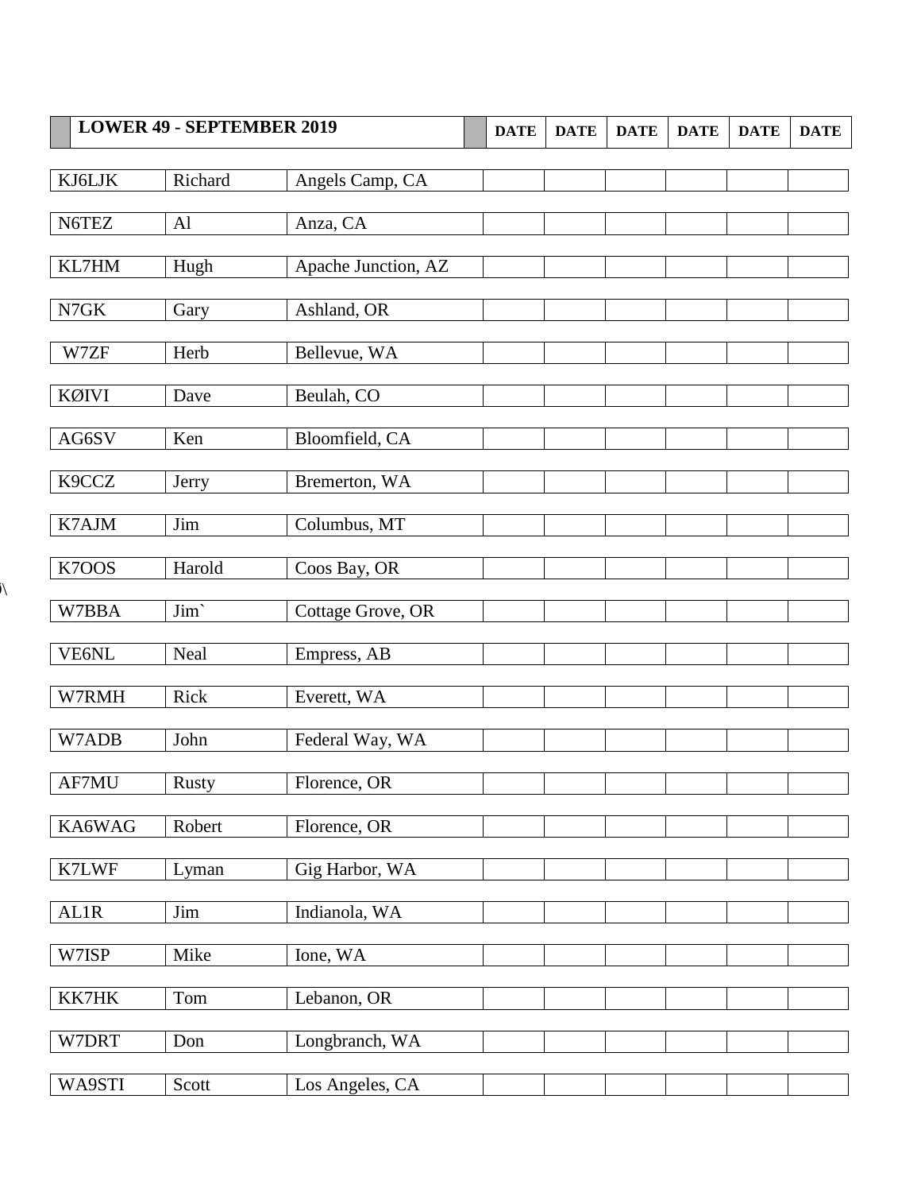| LOWER 49 - SEPTEMBER 2019 | | | DATE | DATE | DATE | DATE | DATE | DATE |
|---|---|---|---|---|---|---|---|---|
| KJ6LJK | Richard | Angels Camp, CA | | | | | | |
| N6TEZ | Al | Anza, CA | | | | | | |
| KL7HM | Hugh | Apache Junction, AZ | | | | | | |
| N7GK | Gary | Ashland, OR | | | | | | |
| W7ZF | Herb | Bellevue, WA | | | | | | |
| KØIVI | Dave | Beulah, CO | | | | | | |
| AG6SV | Ken | Bloomfield, CA | | | | | | |
| K9CCZ | Jerry | Bremerton, WA | | | | | | |
| K7AJM | Jim | Columbus, MT | | | | | | |
| K7OOS | Harold | Coos Bay, OR | | | | | | |
| W7BBA | Jim` | Cottage Grove, OR | | | | | | |
| VE6NL | Neal | Empress, AB | | | | | | |
| W7RMH | Rick | Everett, WA | | | | | | |
| W7ADB | John | Federal Way, WA | | | | | | |
| AF7MU | Rusty | Florence, OR | | | | | | |
| KA6WAG | Robert | Florence, OR | | | | | | |
| K7LWF | Lyman | Gig Harbor, WA | | | | | | |
| AL1R | Jim | Indianola, WA | | | | | | |
| W7ISP | Mike | Ione, WA | | | | | | |
| KK7HK | Tom | Lebanon, OR | | | | | | |
| W7DRT | Don | Longbranch, WA | | | | | | |
| WA9STI | Scott | Los Angeles, CA | | | | | | |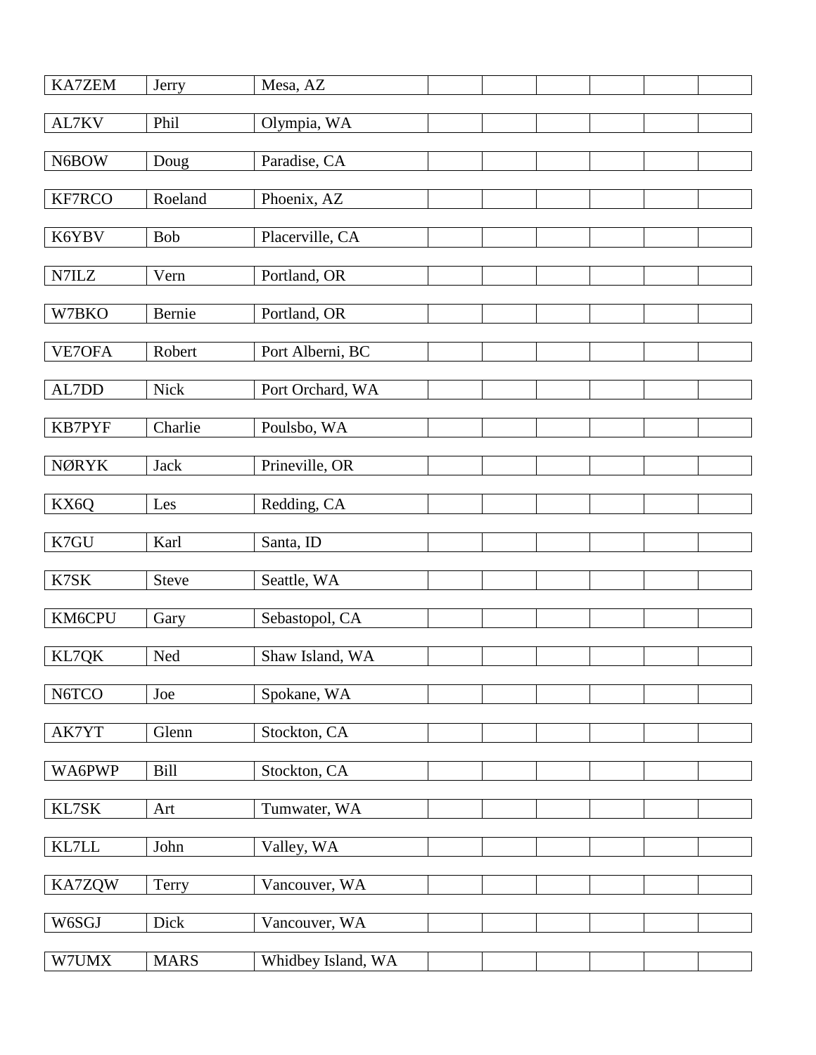| | | | | | | | |
|---|---|---|---|---|---|---|---|
| KA7ZEM | Jerry | Mesa, AZ | | | | | |
| AL7KV | Phil | Olympia, WA | | | | | |
| N6BOW | Doug | Paradise, CA | | | | | |
| KF7RCO | Roeland | Phoenix, AZ | | | | | |
| K6YBV | Bob | Placerville, CA | | | | | |
| N7ILZ | Vern | Portland, OR | | | | | |
| W7BKO | Bernie | Portland, OR | | | | | |
| VE7OFA | Robert | Port Alberni, BC | | | | | |
| AL7DD | Nick | Port Orchard, WA | | | | | |
| KB7PYF | Charlie | Poulsbo, WA | | | | | |
| NØRYK | Jack | Prineville, OR | | | | | |
| KX6Q | Les | Redding, CA | | | | | |
| K7GU | Karl | Santa, ID | | | | | |
| K7SK | Steve | Seattle, WA | | | | | |
| KM6CPU | Gary | Sebastopol, CA | | | | | |
| KL7QK | Ned | Shaw Island, WA | | | | | |
| N6TCO | Joe | Spokane, WA | | | | | |
| AK7YT | Glenn | Stockton, CA | | | | | |
| WA6PWP | Bill | Stockton, CA | | | | | |
| KL7SK | Art | Tumwater, WA | | | | | |
| KL7LL | John | Valley, WA | | | | | |
| KA7ZQW | Terry | Vancouver, WA | | | | | |
| W6SGJ | Dick | Vancouver, WA | | | | | |
| W7UMX | MARS | Whidbey Island, WA | | | | | |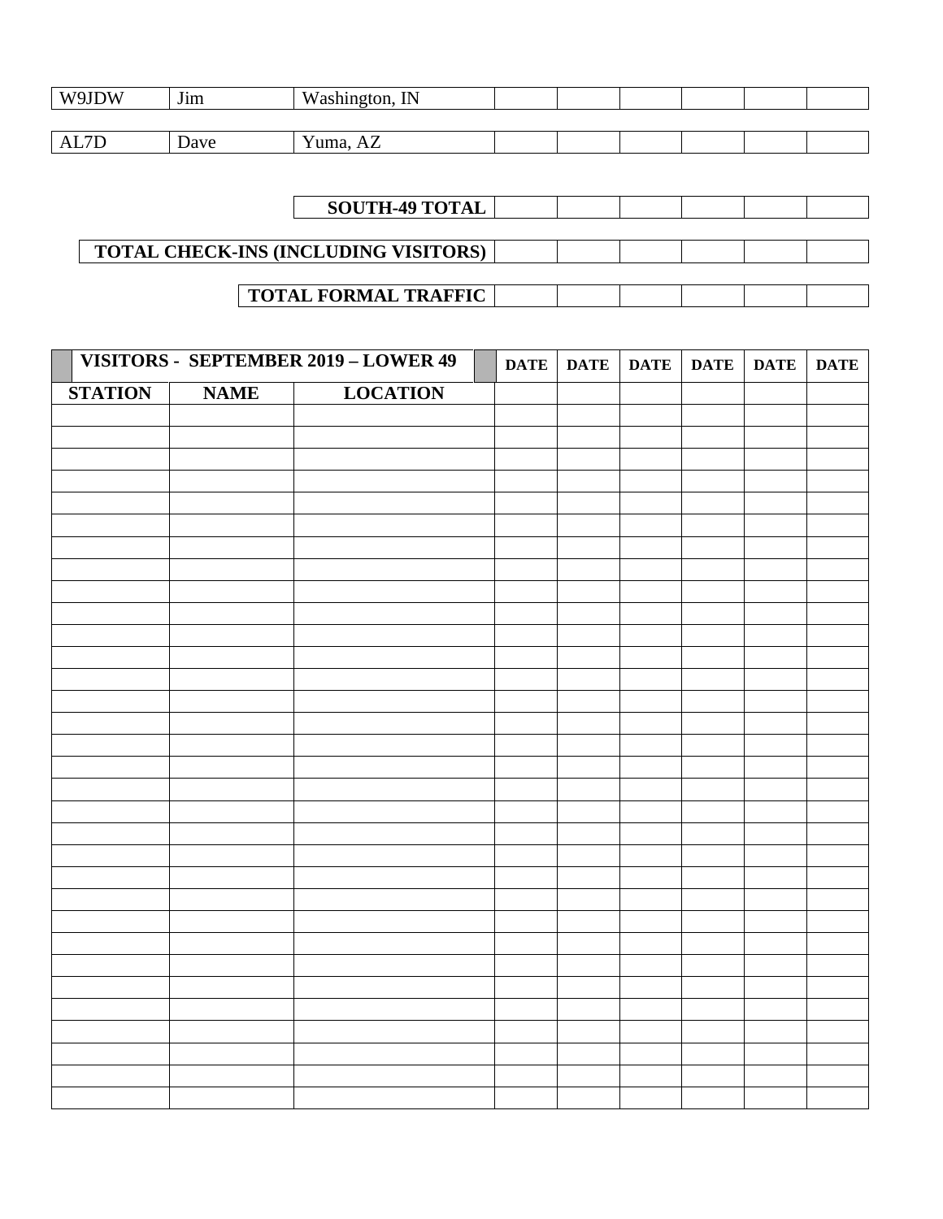| | | | | | | | | |
|---|---|---|---|---|---|---|---|---|
| W9JDW | Jim | Washington, IN | | | | | | |
| AL7D | Dave | Yuma, AZ | | | | | | |

| | | | | | | |
|---|---|---|---|---|---|---|
| **SOUTH-49 TOTAL** | | | | | | |

| | | | | | | |
|---|---|---|---|---|---|---|
| **TOTAL CHECK-INS (INCLUDING VISITORS)** | | | | | | |

| | | | | | | |
|---|---|---|---|---|---|---|
| **TOTAL FORMAL TRAFFIC** | | | | | | |

| **VISITORS - SEPTEMBER 2019 – LOWER 49** | | | **DATE** | **DATE** | **DATE** | **DATE** | **DATE** | **DATE** |
|---|---|---|---|---|---|---|---|---|
| **STATION** | **NAME** | **LOCATION** | | | | | | |
| | | | | | | | | |
| | | | | | | | | |
| | | | | | | | | |
| | | | | | | | | |
| | | | | | | | | |
| | | | | | | | | |
| | | | | | | | | |
| | | | | | | | | |
| | | | | | | | | |
| | | | | | | | | |
| | | | | | | | | |
| | | | | | | | | |
| | | | | | | | | |
| | | | | | | | | |
| | | | | | | | | |
| | | | | | | | | |
| | | | | | | | | |
| | | | | | | | | |
| | | | | | | | | |
| | | | | | | | | |
| | | | | | | | | |
| | | | | | | | | |
| | | | | | | | | |
| | | | | | | | | |
| | | | | | | | | |
| | | | | | | | | |
| | | | | | | | | |
| | | | | | | | | |
| | | | | | | | | |
| | | | | | | | | |
| | | | | | | | | |
| | | | | | | | | |
| | | | | | | | | |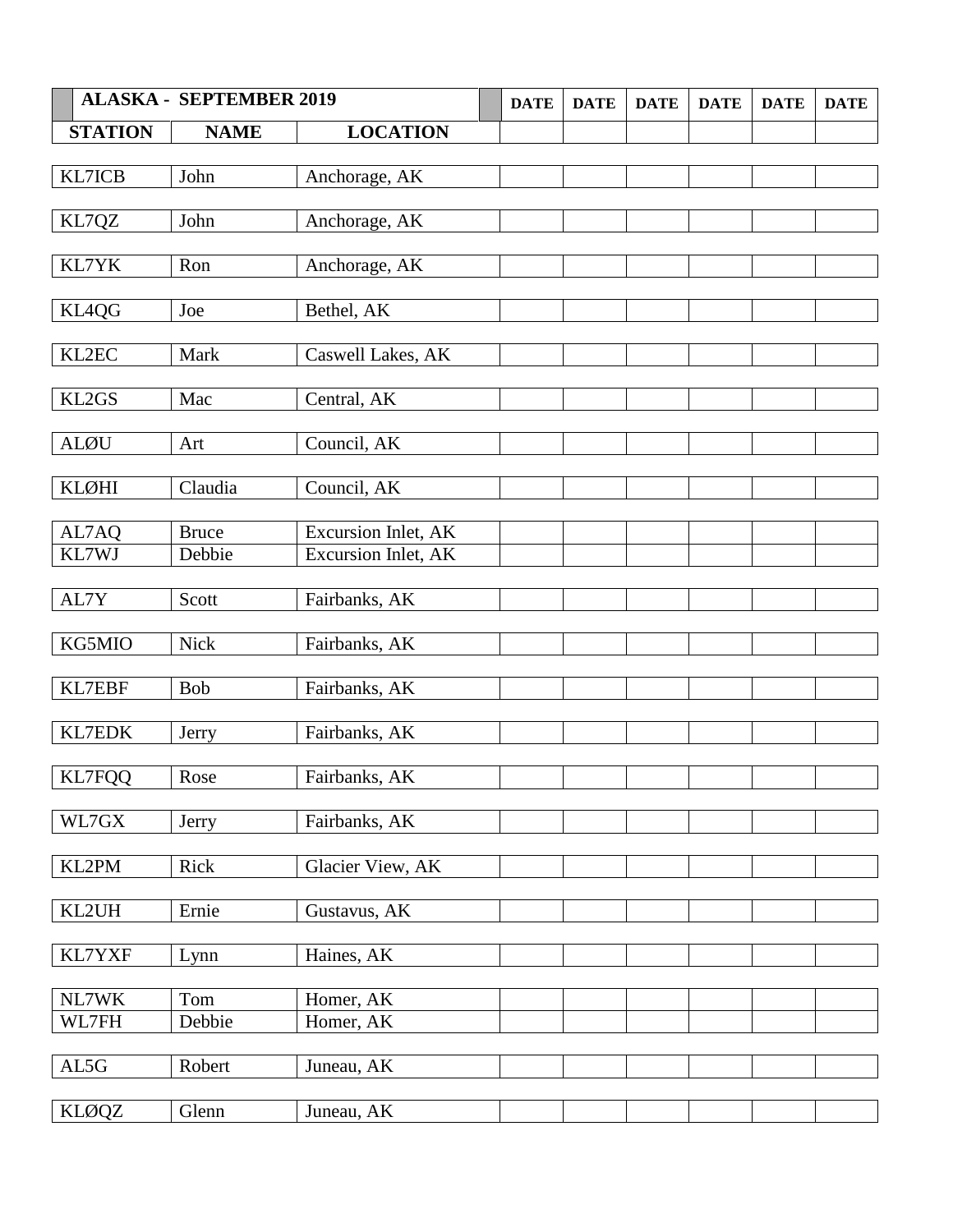| ALASKA - SEPTEMBER 2019 | | | DATE | DATE | DATE | DATE | DATE | DATE |
|---|---|---|---|---|---|---|---|---|
| **STATION** | **NAME** | **LOCATION** | | | | | | |
| KL7ICB | John | Anchorage, AK | | | | | | |
| KL7QZ | John | Anchorage, AK | | | | | | |
| KL7YK | Ron | Anchorage, AK | | | | | | |
| KL4QG | Joe | Bethel, AK | | | | | | |
| KL2EC | Mark | Caswell Lakes, AK | | | | | | |
| KL2GS | Mac | Central, AK | | | | | | |
| ALØU | Art | Council, AK | | | | | | |
| KLØHI | Claudia | Council, AK | | | | | | |
| AL7AQ | Bruce | Excursion Inlet, AK | | | | | | |
| KL7WJ | Debbie | Excursion Inlet, AK | | | | | | |
| AL7Y | Scott | Fairbanks, AK | | | | | | |
| KG5MIO | Nick | Fairbanks, AK | | | | | | |
| KL7EBF | Bob | Fairbanks, AK | | | | | | |
| KL7EDK | Jerry | Fairbanks, AK | | | | | | |
| KL7FQQ | Rose | Fairbanks, AK | | | | | | |
| WL7GX | Jerry | Fairbanks, AK | | | | | | |
| KL2PM | Rick | Glacier View, AK | | | | | | |
| KL2UH | Ernie | Gustavus, AK | | | | | | |
| KL7YXF | Lynn | Haines, AK | | | | | | |
| NL7WK | Tom | Homer, AK | | | | | | |
| WL7FH | Debbie | Homer, AK | | | | | | |
| AL5G | Robert | Juneau, AK | | | | | | |
| KLØQZ | Glenn | Juneau, AK | | | | | | |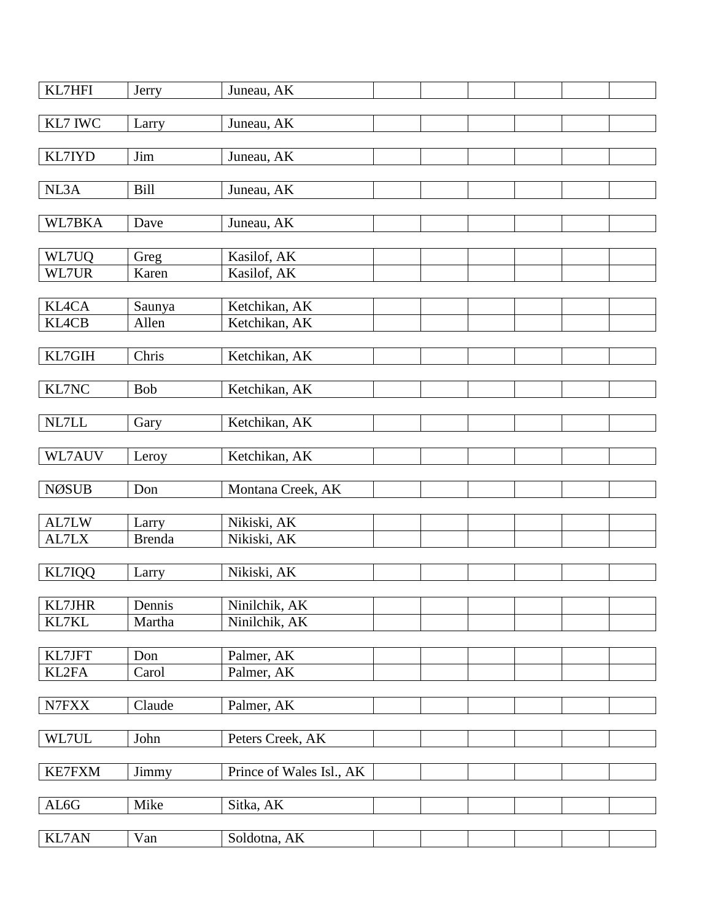| | | | | | | | |
|---|---|---|---|---|---|---|---|
| KL7HFI | Jerry | Juneau, AK | | | | | |
| KL7 IWC | Larry | Juneau, AK | | | | | |
| KL7IYD | Jim | Juneau, AK | | | | | |
| NL3A | Bill | Juneau, AK | | | | | |
| WL7BKA | Dave | Juneau, AK | | | | | |
| WL7UQ | Greg | Kasilof, AK | | | | | |
| WL7UR | Karen | Kasilof, AK | | | | | |
| KL4CA | Saunya | Ketchikan, AK | | | | | |
| KL4CB | Allen | Ketchikan, AK | | | | | |
| KL7GIH | Chris | Ketchikan, AK | | | | | |
| KL7NC | Bob | Ketchikan, AK | | | | | |
| NL7LL | Gary | Ketchikan, AK | | | | | |
| WL7AUV | Leroy | Ketchikan, AK | | | | | |
| NØSUB | Don | Montana Creek, AK | | | | | |
| AL7LW | Larry | Nikiski, AK | | | | | |
| AL7LX | Brenda | Nikiski, AK | | | | | |
| KL7IQQ | Larry | Nikiski, AK | | | | | |
| KL7JHR | Dennis | Ninilchik, AK | | | | | |
| KL7KL | Martha | Ninilchik, AK | | | | | |
| KL7JFT | Don | Palmer, AK | | | | | |
| KL2FA | Carol | Palmer, AK | | | | | |
| N7FXX | Claude | Palmer, AK | | | | | |
| WL7UL | John | Peters Creek, AK | | | | | |
| KE7FXM | Jimmy | Prince of Wales Isl., AK | | | | | |
| AL6G | Mike | Sitka, AK | | | | | |
| KL7AN | Van | Soldotna, AK | | | | | |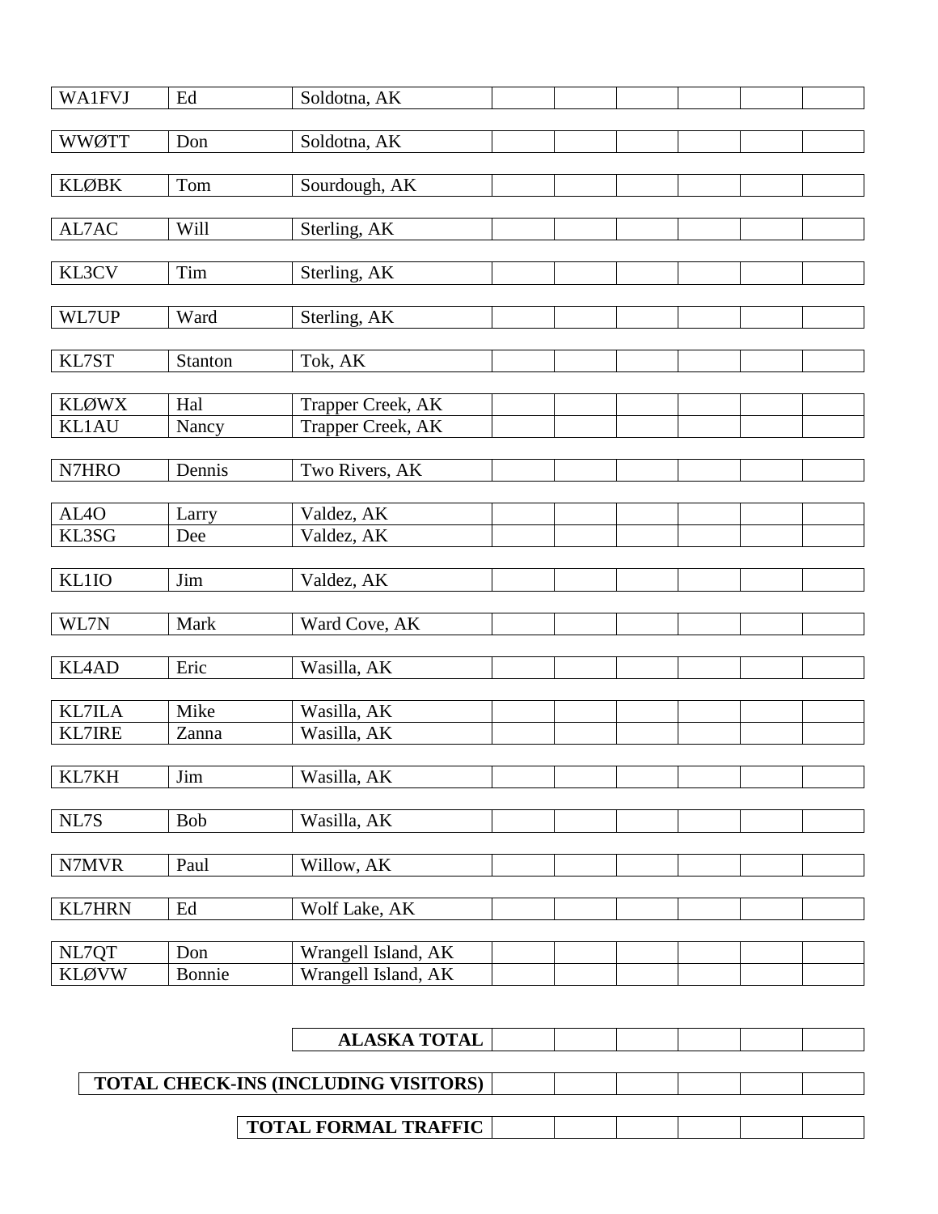| | | | | | | | |
|---|---|---|---|---|---|---|---|
| WA1FVJ | Ed | Soldotna, AK | | | | | |
| WWØTT | Don | Soldotna, AK | | | | | |
| KLØBK | Tom | Sourdough, AK | | | | | |
| AL7AC | Will | Sterling, AK | | | | | |
| KL3CV | Tim | Sterling, AK | | | | | |
| WL7UP | Ward | Sterling, AK | | | | | |
| KL7ST | Stanton | Tok, AK | | | | | |
| KLØWX | Hal | Trapper Creek, AK | | | | | |
| KL1AU | Nancy | Trapper Creek, AK | | | | | |
| N7HRO | Dennis | Two Rivers, AK | | | | | |
| AL4O | Larry | Valdez, AK | | | | | |
| KL3SG | Dee | Valdez, AK | | | | | |
| KL1IO | Jim | Valdez, AK | | | | | |
| WL7N | Mark | Ward Cove, AK | | | | | |
| KL4AD | Eric | Wasilla, AK | | | | | |
| KL7ILA | Mike | Wasilla, AK | | | | | |
| KL7IRE | Zanna | Wasilla, AK | | | | | |
| KL7KH | Jim | Wasilla, AK | | | | | |
| NL7S | Bob | Wasilla, AK | | | | | |
| N7MVR | Paul | Willow, AK | | | | | |
| KL7HRN | Ed | Wolf Lake, AK | | | | | |
| NL7QT | Don | Wrangell Island, AK | | | | | |
| KLØVW | Bonnie | Wrangell Island, AK | | | | | |

| | | | | | |
|---|---|---|---|---|---|
| **ALASKA TOTAL** | | | | | |
| **TOTAL CHECK-INS (INCLUDING VISITORS)** | | | | | |
| **TOTAL FORMAL TRAFFIC** | | | | | |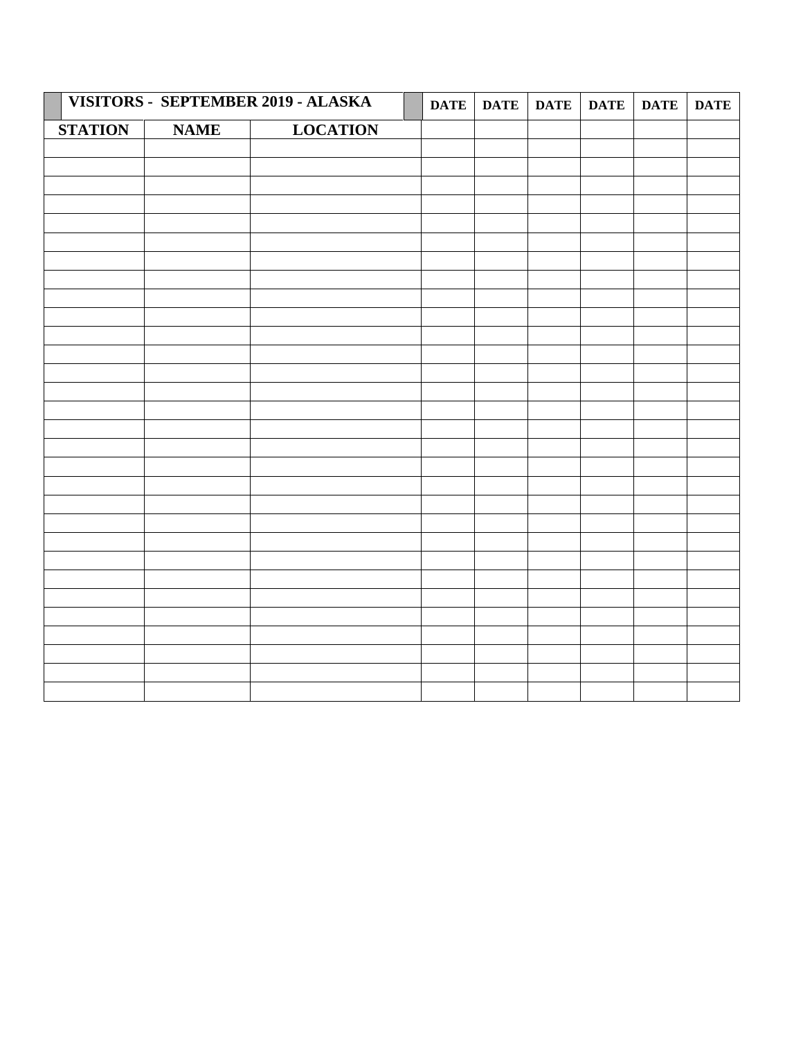| VISITORS - SEPTEMBER 2019 - ALASKA | | | DATE | DATE | DATE | DATE | DATE | DATE |
|---|---|---|---|---|---|---|---|---|
| STATION | NAME | LOCATION | | | | | | |
| | | | | | | | | |
| | | | | | | | | |
| | | | | | | | | |
| | | | | | | | | |
| | | | | | | | | |
| | | | | | | | | |
| | | | | | | | | |
| | | | | | | | | |
| | | | | | | | | |
| | | | | | | | | |
| | | | | | | | | |
| | | | | | | | | |
| | | | | | | | | |
| | | | | | | | | |
| | | | | | | | | |
| | | | | | | | | |
| | | | | | | | | |
| | | | | | | | | |
| | | | | | | | | |
| | | | | | | | | |
| | | | | | | | | |
| | | | | | | | | |
| | | | | | | | | |
| | | | | | | | | |
| | | | | | | | | |
| | | | | | | | | |
| | | | | | | | | |
| | | | | | | | | |
| | | | | | | | | |
| | | | | | | | | |
| | | | | | | | | |